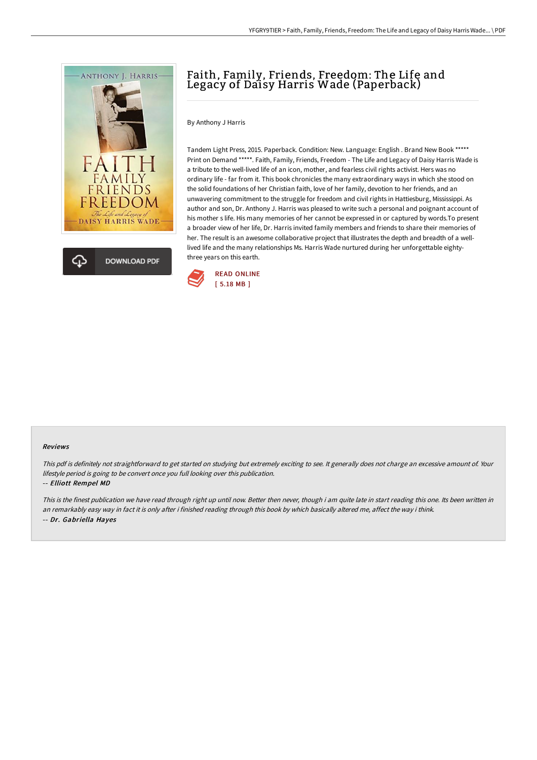# Faith, Family, Friends, Freedom: The Life and Legacy of Daisy Harris Wade (Paperback)

By Anthony J Harris

Tandem Light Press, 2015. Paperback. Condition: New. Language: English . Brand New Book ***** Print on Demand *****. Faith, Family, Friends, Freedom - The Life and Legacy of Daisy Harris Wade is a tribute to the well-lived life of an icon, mother, and fearless civil rights activist. Hers was no ordinary life - far from it. This book chronicles the many extraordinary ways in which she stood on the solid foundations of her Christian faith, love of her family, devotion to her friends, and an unwavering commitment to the struggle for freedom and civil rights in Hattiesburg, Mississippi. As author and son, Dr. Anthony J. Harris was pleased to write such a personal and poignant account of his mother s life. His many memories of her cannot be expressed in or captured by words.To present a broader view of her life, Dr. Harris invited family members and friends to share their memories of her. The result is an awesome collaborative project that illustrates the depth and breadth of a well-lived life and the many relationships Ms. Harris Wade nurtured during her unforgettable eighty-three years on this earth.

DOWNLOAD PDF

READ ONLINE
[ 5.18 MB ]

## Reviews

*This pdf is definitely not straightforward to get started on studying but extremely exciting to see. It generally does not charge an excessive amount of. Your lifestyle period is going to be convert once you full looking over this publication.*

*-- **Elliott Rempel MD***

*This is the finest publication we have read through right up until now. Better then never, though i am quite late in start reading this one. Its been written in an remarkably easy way in fact it is only after i finished reading through this book by which basically altered me, affect the way i think.*

*-- **Dr. Gabriella Hayes***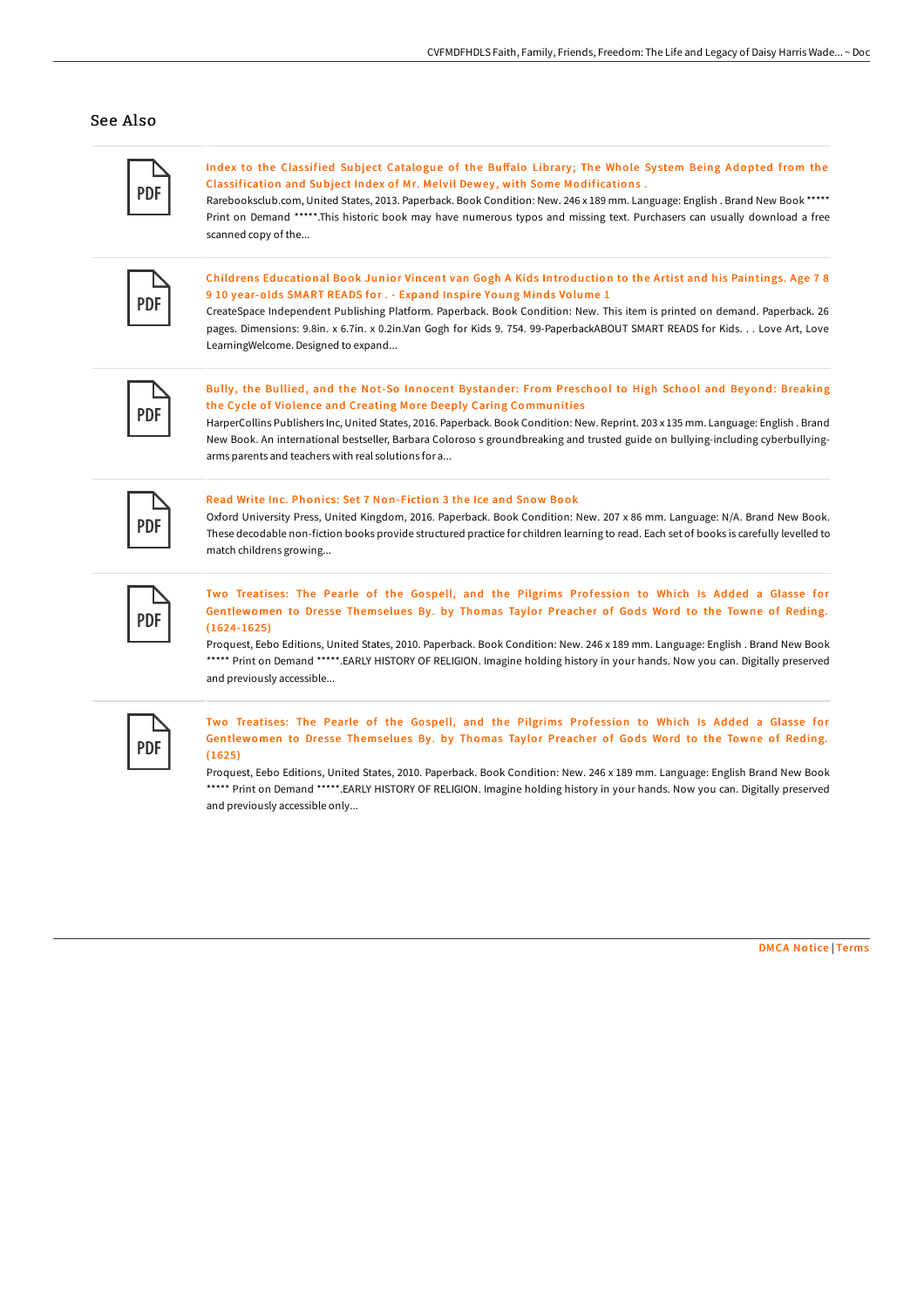## See Also

PDF

**Index to the Classified Subject Catalogue of the Buffalo Library; The Whole System Being Adopted from the Classification and Subject Index of Mr. Melvil Dewey, with Some Modifications .**

Rarebooksclub.com, United States, 2013. Paperback. Book Condition: New. 246 x 189 mm. Language: English . Brand New Book ***** Print on Demand *****.This historic book may have numerous typos and missing text. Purchasers can usually download a free scanned copy of the...

PDF

**Childrens Educational Book Junior Vincent van Gogh A Kids Introduction to the Artist and his Paintings. Age 7 8 9 10 year-olds SMART READS for . - Expand Inspire Young Minds Volume 1**

CreateSpace Independent Publishing Platform. Paperback. Book Condition: New. This item is printed on demand. Paperback. 26 pages. Dimensions: 9.8in. x 6.7in. x 0.2in.Van Gogh for Kids 9. 754. 99-PaperbackABOUT SMART READS for Kids. . . Love Art, Love LearningWelcome. Designed to expand...

PDF

**Bully, the Bullied, and the Not-So Innocent Bystander: From Preschool to High School and Beyond: Breaking the Cycle of Violence and Creating More Deeply Caring Communities**

HarperCollins Publishers Inc, United States, 2016. Paperback. Book Condition: New. Reprint. 203 x 135 mm. Language: English . Brand New Book. An international bestseller, Barbara Coloroso s groundbreaking and trusted guide on bullying-including cyberbullying-arms parents and teachers with real solutions for a...

PDF

**Read Write Inc. Phonics: Set 7 Non-Fiction 3 the Ice and Snow Book**

Oxford University Press, United Kingdom, 2016. Paperback. Book Condition: New. 207 x 86 mm. Language: N/A. Brand New Book. These decodable non-fiction books provide structured practice for children learning to read. Each set of books is carefully levelled to match childrens growing...

PDF

**Two Treatises: The Pearle of the Gospell, and the Pilgrims Profession to Which Is Added a Glasse for Gentlewomen to Dresse Themselues By. by Thomas Taylor Preacher of Gods Word to the Towne of Reding. (1624-1625)**

Proquest, Eebo Editions, United States, 2010. Paperback. Book Condition: New. 246 x 189 mm. Language: English . Brand New Book ***** Print on Demand *****.EARLY HISTORY OF RELIGION. Imagine holding history in your hands. Now you can. Digitally preserved and previously accessible...

PDF

**Two Treatises: The Pearle of the Gospell, and the Pilgrims Profession to Which Is Added a Glasse for Gentlewomen to Dresse Themselues By. by Thomas Taylor Preacher of Gods Word to the Towne of Reding. (1625)**

Proquest, Eebo Editions, United States, 2010. Paperback. Book Condition: New. 246 x 189 mm. Language: English Brand New Book ***** Print on Demand *****.EARLY HISTORY OF RELIGION. Imagine holding history in your hands. Now you can. Digitally preserved and previously accessible only...

DMCA Notice | Terms